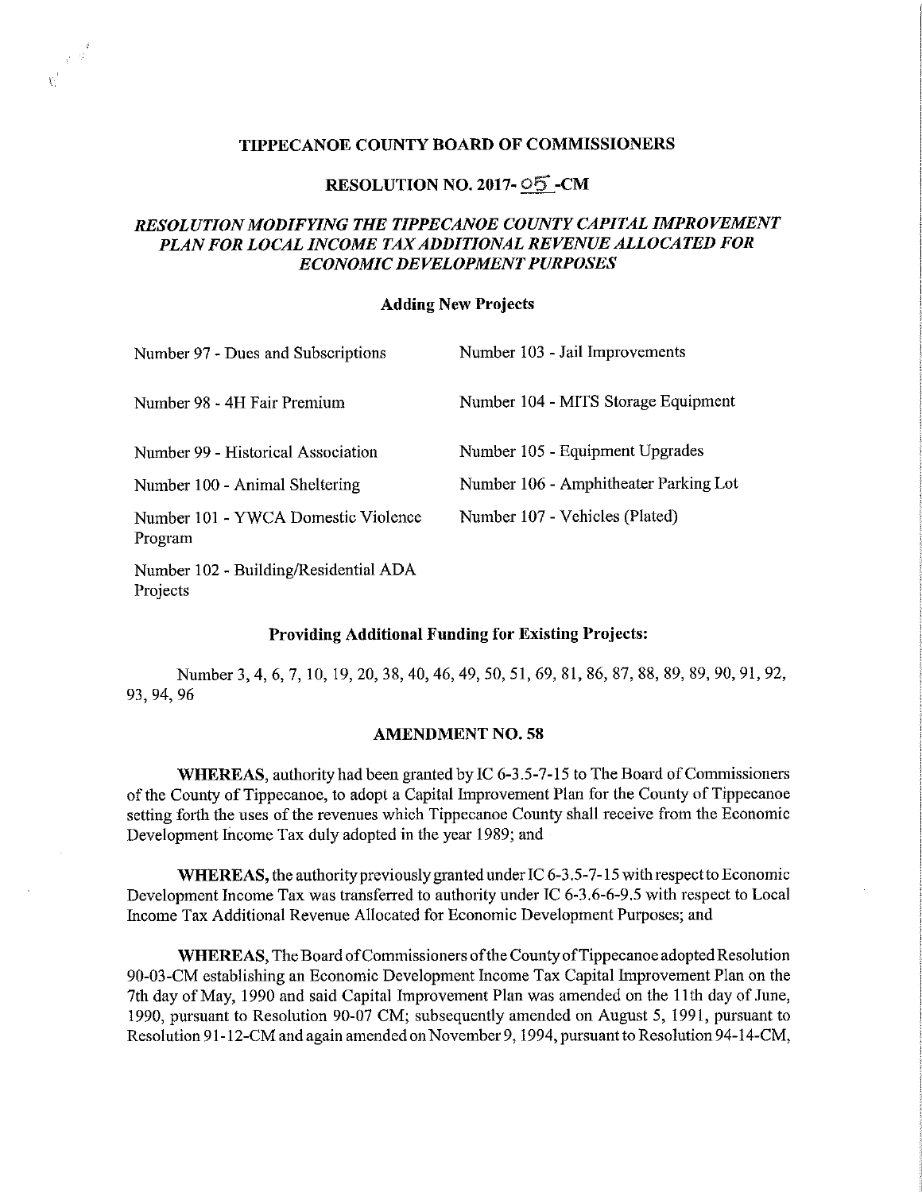## TIPPECANOE COUNTY BOARD OF COMMISSIONERS

## RESOLUTION NO. 2017- 05 -CM

### *RESOLUTION MODIFYING THE TIPPECANOE COUNTY CAPITAL IMPROVEMENT PLAN FOR LOCAL INCOME TAX ADDITIONAL REVENUE ALLOCATED FOR ECONOMIC DEVELOPMENT PURPOSES*

#### Adding New Projects

Number 97 - Dues and Subscriptions

Number 98 - 4H Fair Premium

Number 99 - Historical Association

Number 100 - Animal Sheltering

Number 101 - YWCA Domestic Violence Program

Number 102 - Building/Residential ADA Projects

Number 103 - Jail Improvements

Number 104 - MITS Storage Equipment

Number 105 - Equipment Upgrades

Number 106 - Amphitheater Parking Lot

Number 107 - Vehicles (Plated)

#### Providing Additional Funding for Existing Projects:

Number 3, 4, 6, 7, 10, 19, 20, 38, 40, 46, 49, 50, 51, 69, 81, 86, 87, 88, 89, 89, 90, 91, 92, 93, 94, 96

#### AMENDMENT NO. 58

**WHEREAS,** authority had been granted by IC 6-3.5-7-15 to The Board of Commissioners of the County of Tippecanoe, to adopt a Capital Improvement Plan for the County of Tippecanoe setting forth the uses of the revenues which Tippecanoe County shall receive from the Economic Development Income Tax duly adopted in the year 1989; and

**WHEREAS,** the authority previously granted under IC 6-3.5-7-15 with respect to Economic Development Income Tax was transferred to authority under IC 6-3.6-6-9.5 with respect to Local Income Tax Additional Revenue Allocated for Economic Development Purposes; and

**WHEREAS,** The Board of Commissioners of the County of Tippecanoe adopted Resolution 90-03-CM establishing an Economic Development Income Tax Capital Improvement Plan on the 7th day of May, 1990 and said Capital Improvement Plan was amended on the 11th day of June, 1990, pursuant to Resolution 90-07 CM; subsequently amended on August 5, 1991, pursuant to Resolution 91-12-CM and again amended on November 9, 1994, pursuant to Resolution 94-14-CM,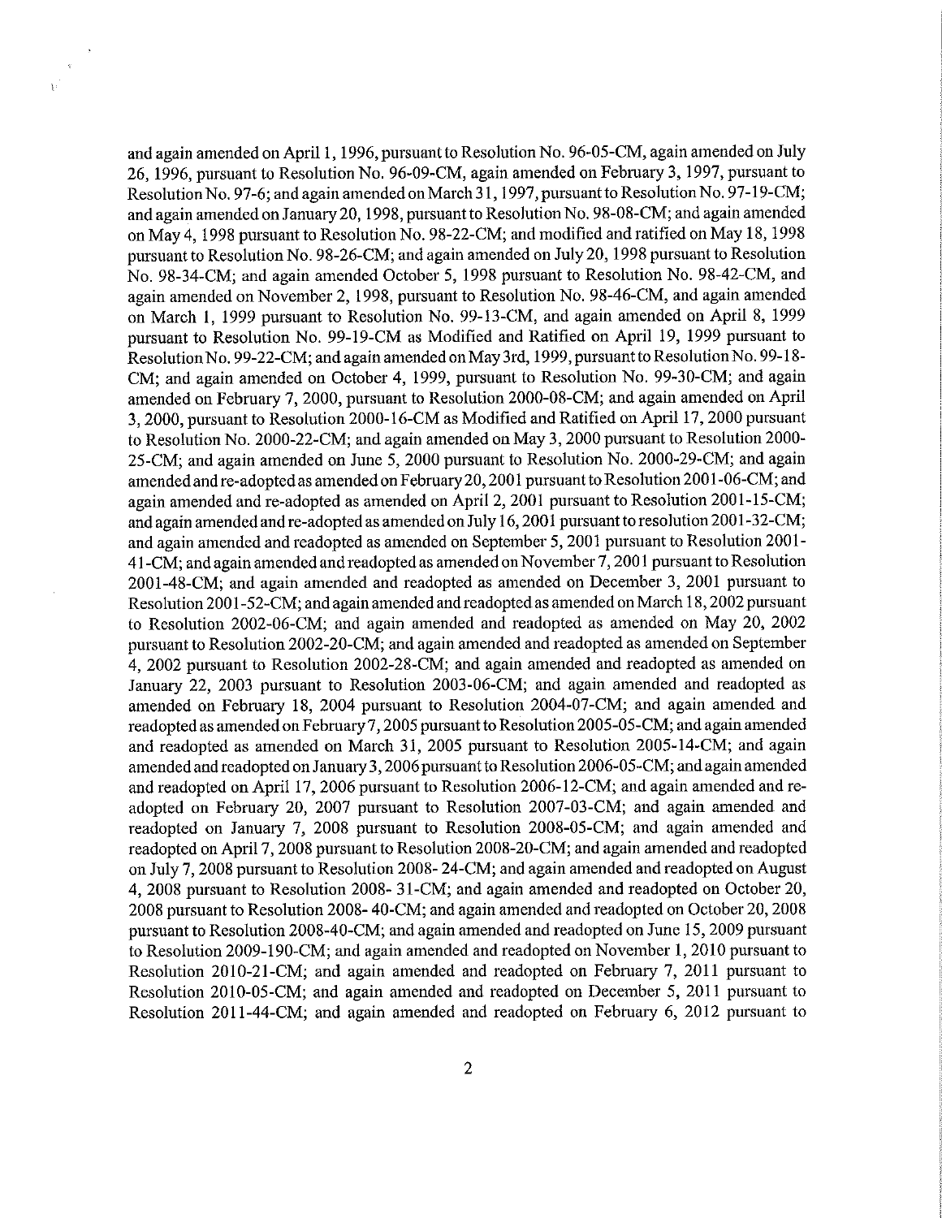and again amended on April 1, 1996, pursuant to Resolution No. 96-05-CM, again amended on July 26, 1996, pursuant to Resolution No. 96-09-CM, again amended on February 3, 1997, pursuant to Resolution No. 97-6; and again amended on March 31, 1997, pursuant to Resolution No. 97-19-CM; and again amended on January 20, 1998, pursuant to Resolution No. 98-08-CM; and again amended on May 4, 1998 pursuant to Resolution No. 98-22-CM; and modified and ratified on May 18, 1998 pursuant to Resolution No. 98-26-CM; and again amended on July 20, 1998 pursuant to Resolution No. 98-34-CM; and again amended October 5, 1998 pursuant to Resolution No. 98-42-CM, and again amended on November 2, 1998, pursuant to Resolution No. 98-46-CM, and again amended on March 1, 1999 pursuant to Resolution No. 99-13-CM, and again amended on April 8, 1999 pursuant to Resolution No. 99-19-CM as Modified and Ratified on April 19, 1999 pursuant to Resolution No. 99-22-CM; and again amended on May 3rd, 1999, pursuant to Resolution No. 99-18-CM; and again amended on October 4, 1999, pursuant to Resolution No. 99-30-CM; and again amended on February 7, 2000, pursuant to Resolution 2000-08-CM; and again amended on April 3, 2000, pursuant to Resolution 2000-16-CM as Modified and Ratified on April 17, 2000 pursuant to Resolution No. 2000-22-CM; and again amended on May 3, 2000 pursuant to Resolution 2000-25-CM; and again amended on June 5, 2000 pursuant to Resolution No. 2000-29-CM; and again amended and re-adopted as amended on February 20, 2001 pursuant to Resolution 2001-06-CM; and again amended and re-adopted as amended on April 2, 2001 pursuant to Resolution 2001-15-CM; and again amended and re-adopted as amended on July 16, 2001 pursuant to resolution 2001-32-CM; and again amended and readopted as amended on September 5, 2001 pursuant to Resolution 2001-41-CM; and again amended and readopted as amended on November 7, 2001 pursuant to Resolution 2001-48-CM; and again amended and readopted as amended on December 3, 2001 pursuant to Resolution 2001-52-CM; and again amended and readopted as amended on March 18, 2002 pursuant to Resolution 2002-06-CM; and again amended and readopted as amended on May 20, 2002 pursuant to Resolution 2002-20-CM; and again amended and readopted as amended on September 4, 2002 pursuant to Resolution 2002-28-CM; and again amended and readopted as amended on January 22, 2003 pursuant to Resolution 2003-06-CM; and again amended and readopted as amended on February 18, 2004 pursuant to Resolution 2004-07-CM; and again amended and readopted as amended on February 7, 2005 pursuant to Resolution 2005-05-CM; and again amended and readopted as amended on March 31, 2005 pursuant to Resolution 2005-14-CM; and again amended and readopted on January 3, 2006 pursuant to Resolution 2006-05-CM; and again amended and readopted on April 17, 2006 pursuant to Resolution 2006-12-CM; and again amended and re-adopted on February 20, 2007 pursuant to Resolution 2007-03-CM; and again amended and readopted on January 7, 2008 pursuant to Resolution 2008-05-CM; and again amended and readopted on April 7, 2008 pursuant to Resolution 2008-20-CM; and again amended and readopted on July 7, 2008 pursuant to Resolution 2008- 24-CM; and again amended and readopted on August 4, 2008 pursuant to Resolution 2008- 31-CM; and again amended and readopted on October 20, 2008 pursuant to Resolution 2008- 40-CM; and again amended and readopted on October 20, 2008 pursuant to Resolution 2008-40-CM; and again amended and readopted on June 15, 2009 pursuant to Resolution 2009-190-CM; and again amended and readopted on November 1, 2010 pursuant to Resolution 2010-21-CM; and again amended and readopted on February 7, 2011 pursuant to Resolution 2010-05-CM; and again amended and readopted on December 5, 2011 pursuant to Resolution 2011-44-CM; and again amended and readopted on February 6, 2012 pursuant to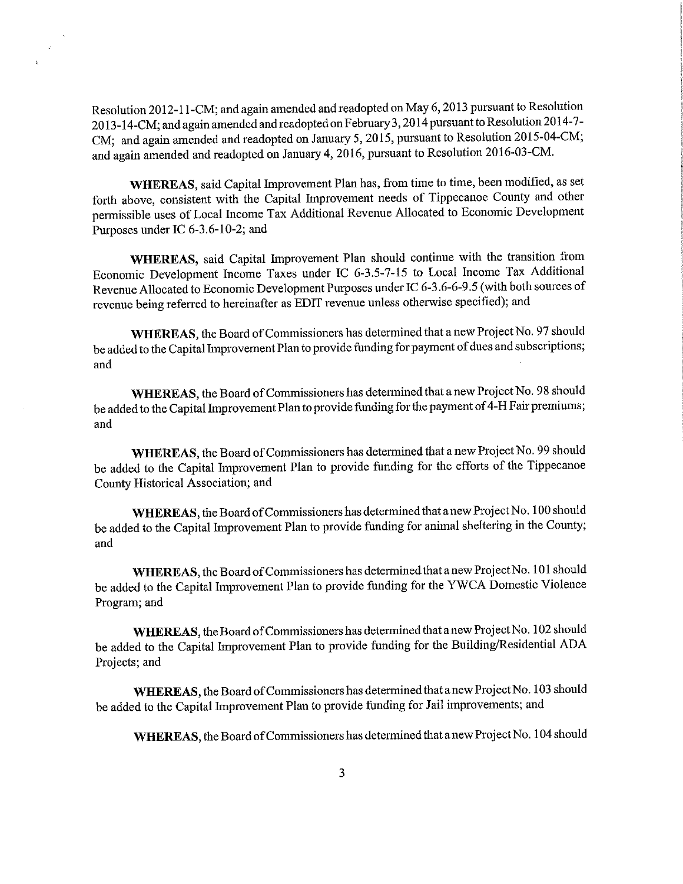Resolution 2012-11-CM; and again amended and readopted on May 6, 2013 pursuant to Resolution 2013-14-CM; and again amended and readopted on February 3, 2014 pursuant to Resolution 2014-7-CM; and again amended and readopted on January 5, 2015, pursuant to Resolution 2015-04-CM; and again amended and readopted on January 4, 2016, pursuant to Resolution 2016-03-CM.

**WHEREAS**, said Capital Improvement Plan has, from time to time, been modified, as set forth above, consistent with the Capital Improvement needs of Tippecanoe County and other permissible uses of Local Income Tax Additional Revenue Allocated to Economic Development Purposes under IC 6-3.6-10-2; and

**WHEREAS**, said Capital Improvement Plan should continue with the transition from Economic Development Income Taxes under IC 6-3.5-7-15 to Local Income Tax Additional Revenue Allocated to Economic Development Purposes under IC 6-3.6-6-9.5 (with both sources of revenue being referred to hereinafter as EDIT revenue unless otherwise specified); and

**WHEREAS**, the Board of Commissioners has determined that a new Project No. 97 should be added to the Capital Improvement Plan to provide funding for payment of dues and subscriptions; and

**WHEREAS**, the Board of Commissioners has determined that a new Project No. 98 should be added to the Capital Improvement Plan to provide funding for the payment of 4-H Fair premiums; and

**WHEREAS**, the Board of Commissioners has determined that a new Project No. 99 should be added to the Capital Improvement Plan to provide funding for the efforts of the Tippecanoe County Historical Association; and

**WHEREAS**, the Board of Commissioners has determined that a new Project No. 100 should be added to the Capital Improvement Plan to provide funding for animal sheltering in the County; and

**WHEREAS**, the Board of Commissioners has determined that a new Project No. 101 should be added to the Capital Improvement Plan to provide funding for the YWCA Domestic Violence Program; and

**WHEREAS**, the Board of Commissioners has determined that a new Project No. 102 should be added to the Capital Improvement Plan to provide funding for the Building/Residential ADA Projects; and

**WHEREAS**, the Board of Commissioners has determined that a new Project No. 103 should be added to the Capital Improvement Plan to provide funding for Jail improvements; and

**WHEREAS**, the Board of Commissioners has determined that a new Project No. 104 should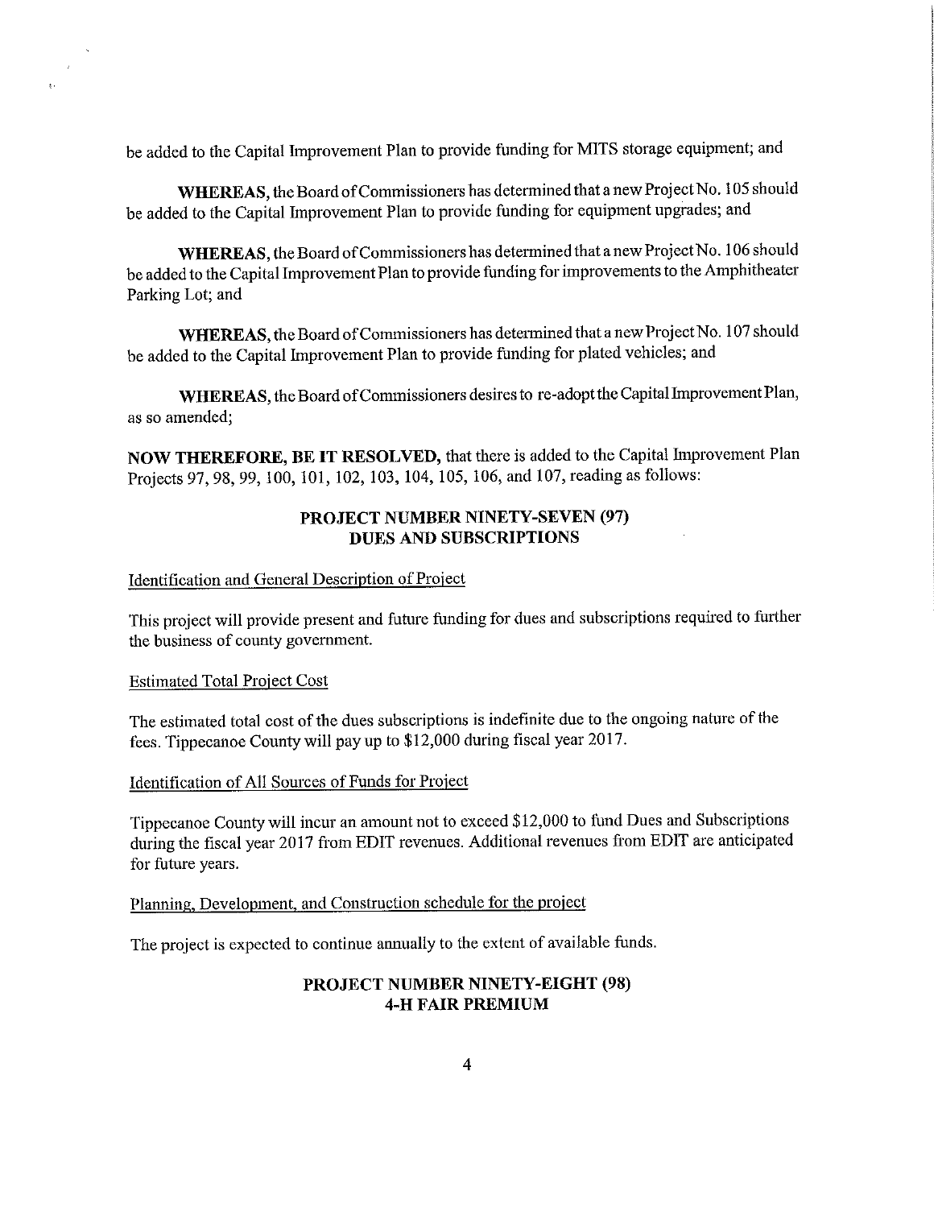be added to the Capital Improvement Plan to provide funding for MITS storage equipment; and

**WHEREAS,** the Board of Commissioners has determined that a new Project No. 105 should be added to the Capital Improvement Plan to provide funding for equipment upgrades; and

**WHEREAS,** the Board of Commissioners has determined that a new Project No. 106 should be added to the Capital Improvement Plan to provide funding for improvements to the Amphitheater Parking Lot; and

**WHEREAS,** the Board of Commissioners has determined that a new Project No. 107 should be added to the Capital Improvement Plan to provide funding for plated vehicles; and

**WHEREAS,** the Board of Commissioners desires to re-adopt the Capital Improvement Plan, as so amended;

**NOW THEREFORE, BE IT RESOLVED,** that there is added to the Capital Improvement Plan Projects 97, 98, 99, 100, 101, 102, 103, 104, 105, 106, and 107, reading as follows:

## PROJECT NUMBER NINETY-SEVEN (97)
## DUES AND SUBSCRIPTIONS

Identification and General Description of Project

This project will provide present and future funding for dues and subscriptions required to further the business of county government.

Estimated Total Project Cost

The estimated total cost of the dues subscriptions is indefinite due to the ongoing nature of the fees. Tippecanoe County will pay up to $12,000 during fiscal year 2017.

Identification of All Sources of Funds for Project

Tippecanoe County will incur an amount not to exceed $12,000 to fund Dues and Subscriptions during the fiscal year 2017 from EDIT revenues. Additional revenues from EDIT are anticipated for future years.

Planning, Development, and Construction schedule for the project

The project is expected to continue annually to the extent of available funds.

## PROJECT NUMBER NINETY-EIGHT (98)
## 4-H FAIR PREMIUM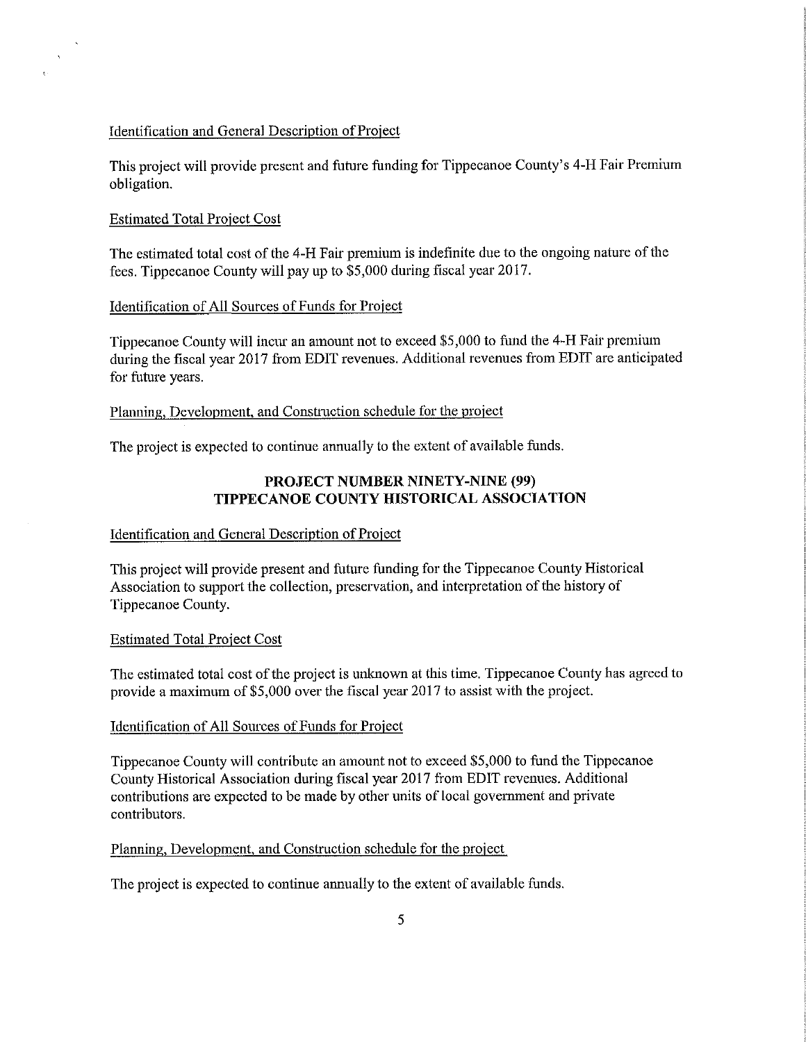Identification and General Description of Project

This project will provide present and future funding for Tippecanoe County's 4-H Fair Premium obligation.

Estimated Total Project Cost

The estimated total cost of the 4-H Fair premium is indefinite due to the ongoing nature of the fees. Tippecanoe County will pay up to $5,000 during fiscal year 2017.

Identification of All Sources of Funds for Project

Tippecanoe County will incur an amount not to exceed $5,000 to fund the 4-H Fair premium during the fiscal year 2017 from EDIT revenues. Additional revenues from EDIT are anticipated for future years.

Planning, Development, and Construction schedule for the project

The project is expected to continue annually to the extent of available funds.

## PROJECT NUMBER NINETY-NINE (99) TIPPECANOE COUNTY HISTORICAL ASSOCIATION

Identification and General Description of Project

This project will provide present and future funding for the Tippecanoe County Historical Association to support the collection, preservation, and interpretation of the history of Tippecanoe County.

Estimated Total Project Cost

The estimated total cost of the project is unknown at this time. Tippecanoe County has agreed to provide a maximum of $5,000 over the fiscal year 2017 to assist with the project.

Identification of All Sources of Funds for Project

Tippecanoe County will contribute an amount not to exceed $5,000 to fund the Tippecanoe County Historical Association during fiscal year 2017 from EDIT revenues. Additional contributions are expected to be made by other units of local government and private contributors.

Planning, Development, and Construction schedule for the project

The project is expected to continue annually to the extent of available funds.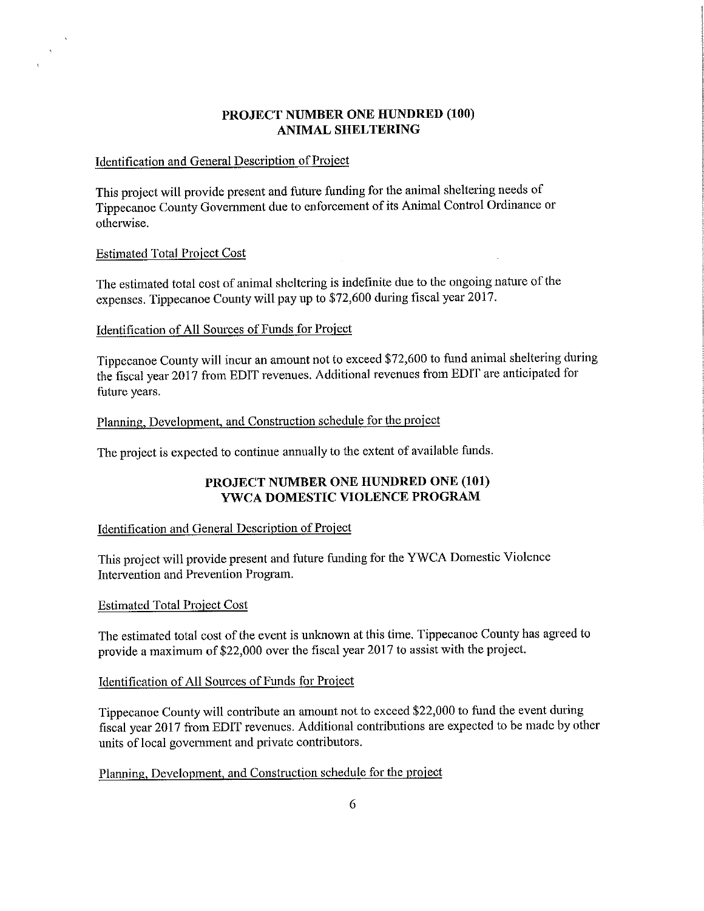## PROJECT NUMBER ONE HUNDRED (100)
## ANIMAL SHELTERING

Identification and General Description of Project

This project will provide present and future funding for the animal sheltering needs of Tippecanoe County Government due to enforcement of its Animal Control Ordinance or otherwise.

Estimated Total Project Cost

The estimated total cost of animal sheltering is indefinite due to the ongoing nature of the expenses. Tippecanoe County will pay up to $72,600 during fiscal year 2017.

Identification of All Sources of Funds for Project

Tippecanoe County will incur an amount not to exceed $72,600 to fund animal sheltering during the fiscal year 2017 from EDIT revenues. Additional revenues from EDIT are anticipated for future years.

Planning, Development, and Construction schedule for the project

The project is expected to continue annually to the extent of available funds.

## PROJECT NUMBER ONE HUNDRED ONE (101)
## YWCA DOMESTIC VIOLENCE PROGRAM

Identification and General Description of Project

This project will provide present and future funding for the YWCA Domestic Violence Intervention and Prevention Program.

Estimated Total Project Cost

The estimated total cost of the event is unknown at this time. Tippecanoe County has agreed to provide a maximum of $22,000 over the fiscal year 2017 to assist with the project.

Identification of All Sources of Funds for Project

Tippecanoe County will contribute an amount not to exceed $22,000 to fund the event during fiscal year 2017 from EDIT revenues. Additional contributions are expected to be made by other units of local government and private contributors.

Planning, Development, and Construction schedule for the project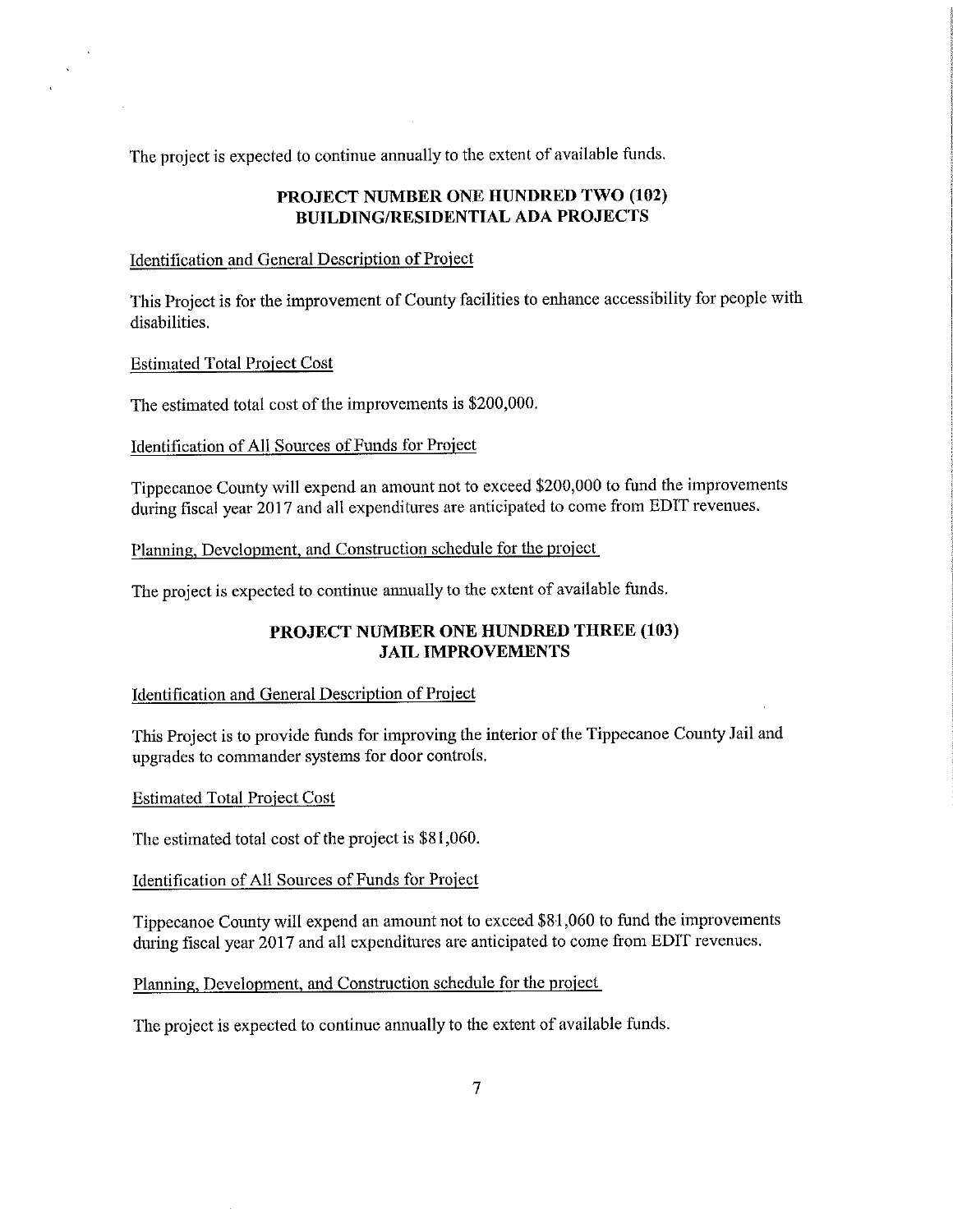The project is expected to continue annually to the extent of available funds.

## PROJECT NUMBER ONE HUNDRED TWO (102)
## BUILDING/RESIDENTIAL ADA PROJECTS

Identification and General Description of Project

This Project is for the improvement of County facilities to enhance accessibility for people with disabilities.

Estimated Total Project Cost

The estimated total cost of the improvements is $200,000.

Identification of All Sources of Funds for Project

Tippecanoe County will expend an amount not to exceed $200,000 to fund the improvements during fiscal year 2017 and all expenditures are anticipated to come from EDIT revenues.

Planning, Development, and Construction schedule for the project

The project is expected to continue annually to the extent of available funds.

## PROJECT NUMBER ONE HUNDRED THREE (103)
## JAIL IMPROVEMENTS

Identification and General Description of Project

This Project is to provide funds for improving the interior of the Tippecanoe County Jail and upgrades to commander systems for door controls.

Estimated Total Project Cost

The estimated total cost of the project is $81,060.

Identification of All Sources of Funds for Project

Tippecanoe County will expend an amount not to exceed $81,060 to fund the improvements during fiscal year 2017 and all expenditures are anticipated to come from EDIT revenues.

Planning, Development, and Construction schedule for the project

The project is expected to continue annually to the extent of available funds.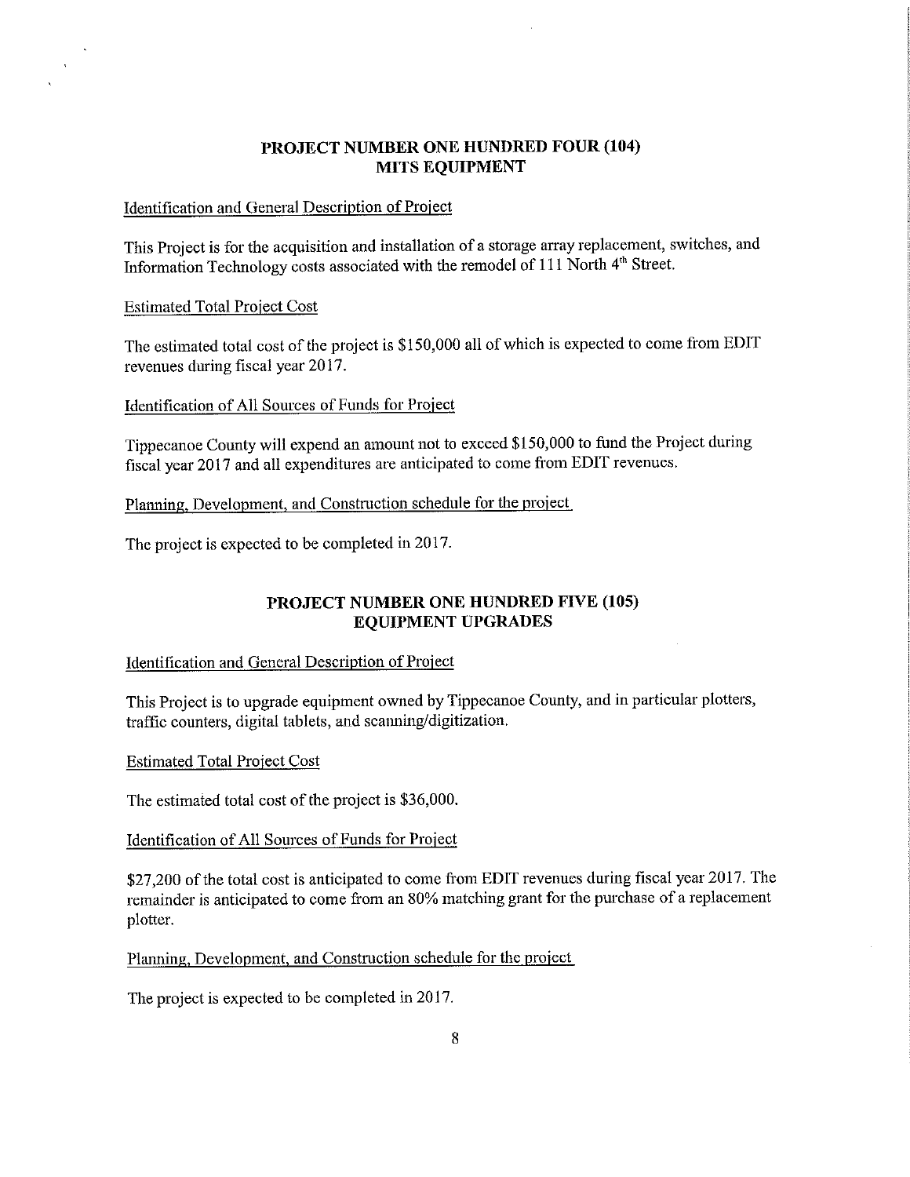## PROJECT NUMBER ONE HUNDRED FOUR (104)
## MITS EQUIPMENT

Identification and General Description of Project

This Project is for the acquisition and installation of a storage array replacement, switches, and Information Technology costs associated with the remodel of 111 North 4th Street.

Estimated Total Project Cost

The estimated total cost of the project is $150,000 all of which is expected to come from EDIT revenues during fiscal year 2017.

Identification of All Sources of Funds for Project

Tippecanoe County will expend an amount not to exceed $150,000 to fund the Project during fiscal year 2017 and all expenditures are anticipated to come from EDIT revenues.

Planning, Development, and Construction schedule for the project

The project is expected to be completed in 2017.

## PROJECT NUMBER ONE HUNDRED FIVE (105)
## EQUIPMENT UPGRADES

Identification and General Description of Project

This Project is to upgrade equipment owned by Tippecanoe County, and in particular plotters, traffic counters, digital tablets, and scanning/digitization.

Estimated Total Project Cost

The estimated total cost of the project is $36,000.

Identification of All Sources of Funds for Project

$27,200 of the total cost is anticipated to come from EDIT revenues during fiscal year 2017. The remainder is anticipated to come from an 80% matching grant for the purchase of a replacement plotter.

Planning, Development, and Construction schedule for the project

The project is expected to be completed in 2017.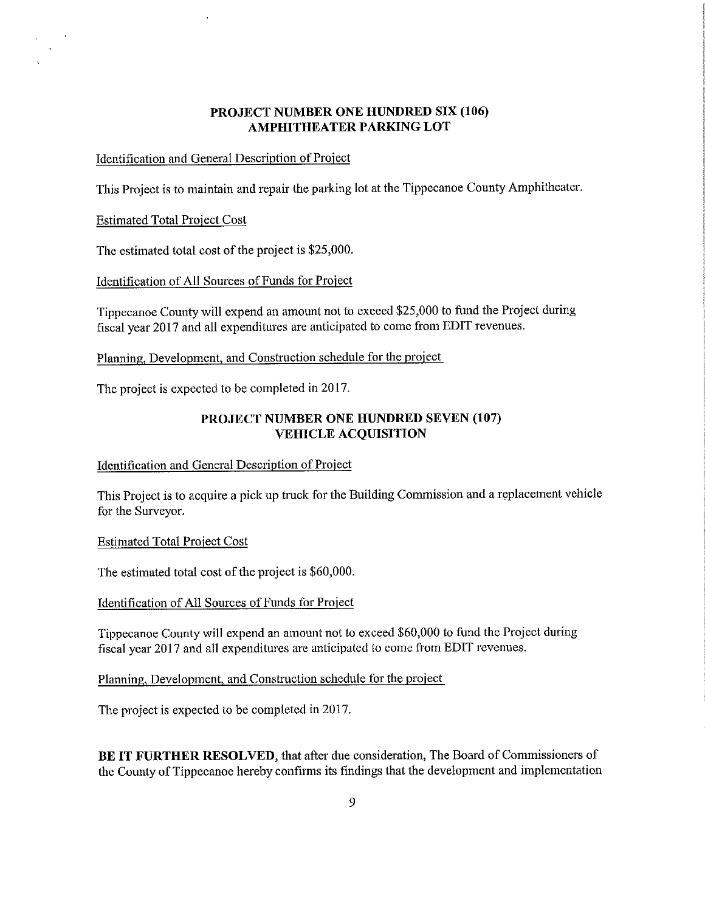## PROJECT NUMBER ONE HUNDRED SIX (106)
## AMPHITHEATER PARKING LOT

Identification and General Description of Project

This Project is to maintain and repair the parking lot at the Tippecanoe County Amphitheater.

Estimated Total Project Cost

The estimated total cost of the project is $25,000.

Identification of All Sources of Funds for Project

Tippecanoe County will expend an amount not to exceed $25,000 to fund the Project during fiscal year 2017 and all expenditures are anticipated to come from EDIT revenues.

Planning, Development, and Construction schedule for the project

The project is expected to be completed in 2017.

## PROJECT NUMBER ONE HUNDRED SEVEN (107)
## VEHICLE ACQUISITION

Identification and General Description of Project

This Project is to acquire a pick up truck for the Building Commission and a replacement vehicle for the Surveyor.

Estimated Total Project Cost

The estimated total cost of the project is $60,000.

Identification of All Sources of Funds for Project

Tippecanoe County will expend an amount not to exceed $60,000 to fund the Project during fiscal year 2017 and all expenditures are anticipated to come from EDIT revenues.

Planning, Development, and Construction schedule for the project

The project is expected to be completed in 2017.

**BE IT FURTHER RESOLVED**, that after due consideration, The Board of Commissioners of the County of Tippecanoe hereby confirms its findings that the development and implementation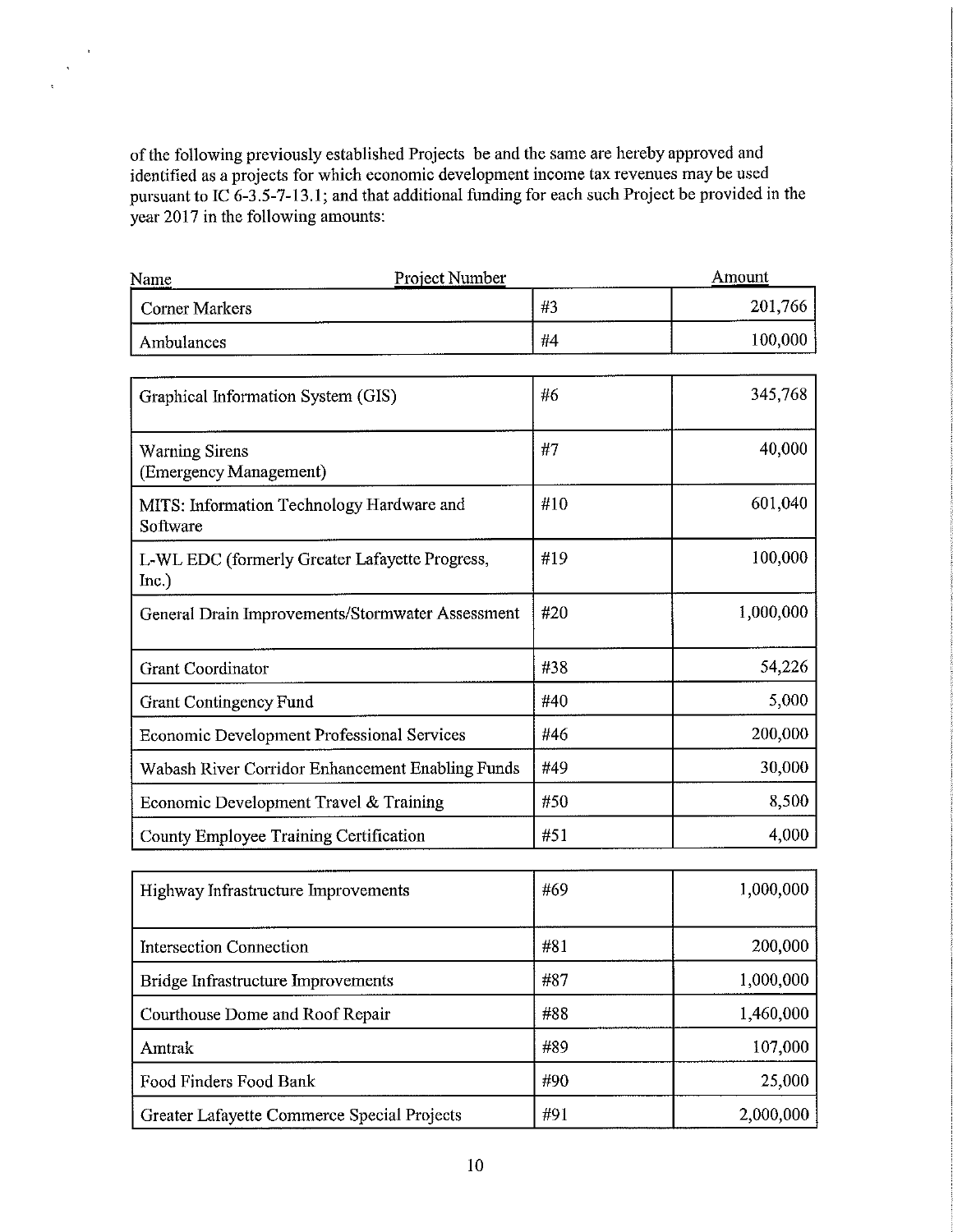of the following previously established Projects be and the same are hereby approved and identified as a projects for which economic development income tax revenues may be used pursuant to IC 6-3.5-7-13.1; and that additional funding for each such Project be provided in the year 2017 in the following amounts:

| Name | Project Number | Amount |
|---|---|---|
| Corner Markers | #3 | 201,766 |
| Ambulances | #4 | 100,000 |
| Graphical Information System (GIS) | #6 | 345,768 |
| Warning Sirens (Emergency Management) | #7 | 40,000 |
| MITS: Information Technology Hardware and Software | #10 | 601,040 |
| L-WL EDC (formerly Greater Lafayette Progress, Inc.) | #19 | 100,000 |
| General Drain Improvements/Stormwater Assessment | #20 | 1,000,000 |
| Grant Coordinator | #38 | 54,226 |
| Grant Contingency Fund | #40 | 5,000 |
| Economic Development Professional Services | #46 | 200,000 |
| Wabash River Corridor Enhancement Enabling Funds | #49 | 30,000 |
| Economic Development Travel & Training | #50 | 8,500 |
| County Employee Training Certification | #51 | 4,000 |
| Highway Infrastructure Improvements | #69 | 1,000,000 |
| Intersection Connection | #81 | 200,000 |
| Bridge Infrastructure Improvements | #87 | 1,000,000 |
| Courthouse Dome and Roof Repair | #88 | 1,460,000 |
| Amtrak | #89 | 107,000 |
| Food Finders Food Bank | #90 | 25,000 |
| Greater Lafayette Commerce Special Projects | #91 | 2,000,000 |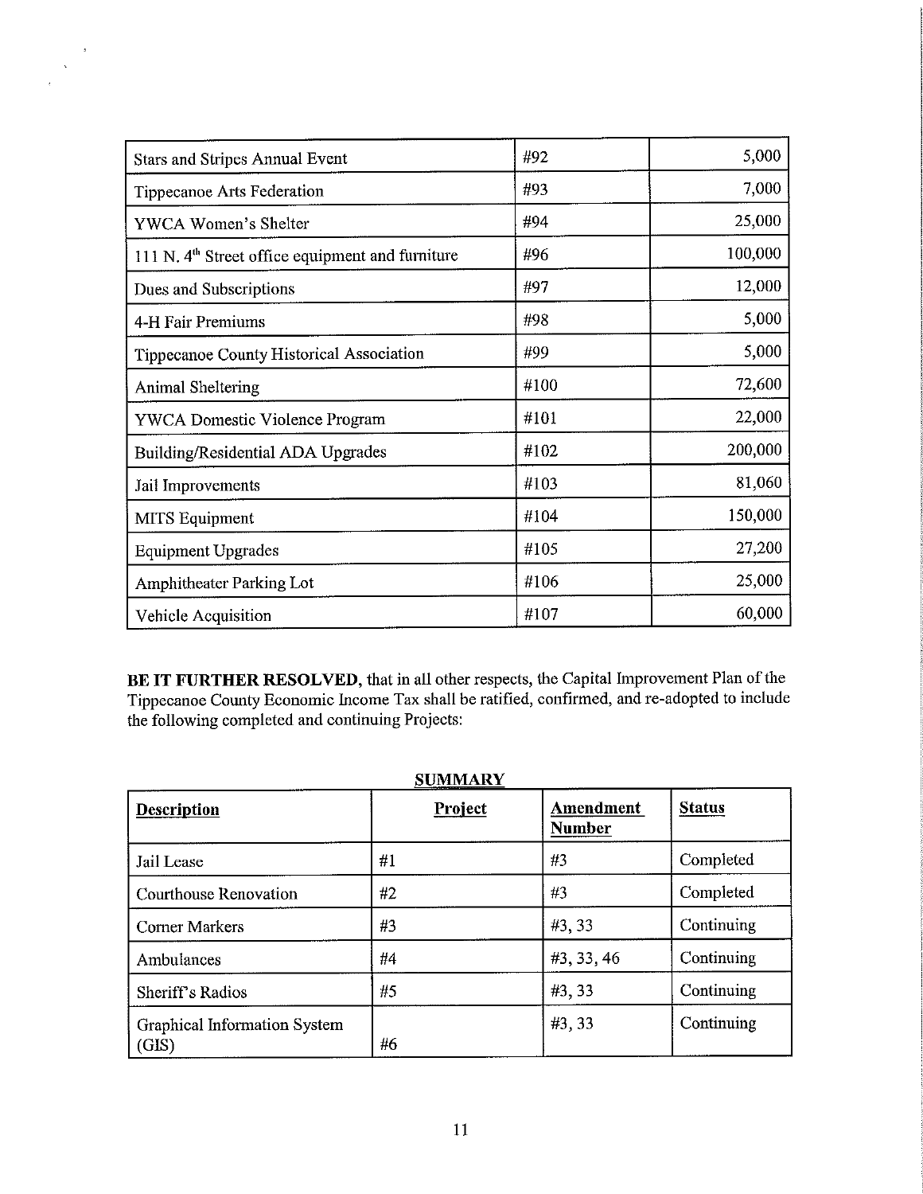| Stars and Stripes Annual Event | #92 | 5,000 |
|---|---|---|
| Tippecanoe Arts Federation | #93 | 7,000 |
| YWCA Women's Shelter | #94 | 25,000 |
| 111 N. 4th Street office equipment and furniture | #96 | 100,000 |
| Dues and Subscriptions | #97 | 12,000 |
| 4-H Fair Premiums | #98 | 5,000 |
| Tippecanoe County Historical Association | #99 | 5,000 |
| Animal Sheltering | #100 | 72,600 |
| YWCA Domestic Violence Program | #101 | 22,000 |
| Building/Residential ADA Upgrades | #102 | 200,000 |
| Jail Improvements | #103 | 81,060 |
| MITS Equipment | #104 | 150,000 |
| Equipment Upgrades | #105 | 27,200 |
| Amphitheater Parking Lot | #106 | 25,000 |
| Vehicle Acquisition | #107 | 60,000 |

**BE IT FURTHER RESOLVED,** that in all other respects, the Capital Improvement Plan of the Tippecanoe County Economic Income Tax shall be ratified, confirmed, and re-adopted to include the following completed and continuing Projects:

**SUMMARY**

| **Description** | **Project** | **Amendment Number** | **Status** |
|---|---|---|---|
| Jail Lease | #1 | #3 | Completed |
| Courthouse Renovation | #2 | #3 | Completed |
| Corner Markers | #3 | #3, 33 | Continuing |
| Ambulances | #4 | #3, 33, 46 | Continuing |
| Sheriff's Radios | #5 | #3, 33 | Continuing |
| Graphical Information System (GIS) | #6 | #3, 33 | Continuing |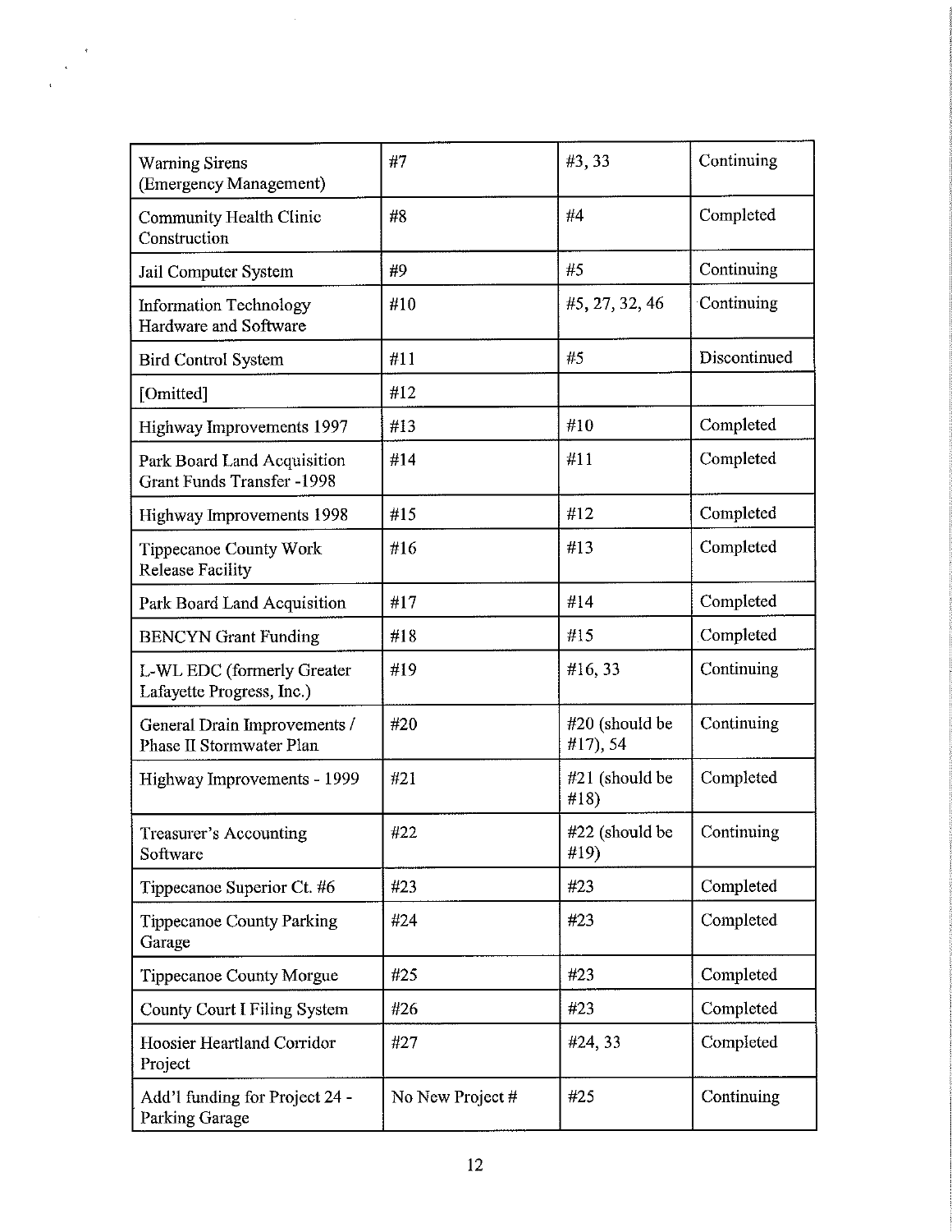| | | | |
|---|---|---|---|
| Warning Sirens (Emergency Management) | #7 | #3, 33 | Continuing |
| Community Health Clinic Construction | #8 | #4 | Completed |
| Jail Computer System | #9 | #5 | Continuing |
| Information Technology Hardware and Software | #10 | #5, 27, 32, 46 | Continuing |
| Bird Control System | #11 | #5 | Discontinued |
| [Omitted] | #12 | | |
| Highway Improvements 1997 | #13 | #10 | Completed |
| Park Board Land Acquisition Grant Funds Transfer -1998 | #14 | #11 | Completed |
| Highway Improvements 1998 | #15 | #12 | Completed |
| Tippecanoe County Work Release Facility | #16 | #13 | Completed |
| Park Board Land Acquisition | #17 | #14 | Completed |
| BENCYN Grant Funding | #18 | #15 | Completed |
| L-WL EDC (formerly Greater Lafayette Progress, Inc.) | #19 | #16, 33 | Continuing |
| General Drain Improvements / Phase II Stormwater Plan | #20 | #20 (should be #17), 54 | Continuing |
| Highway Improvements - 1999 | #21 | #21 (should be #18) | Completed |
| Treasurer's Accounting Software | #22 | #22 (should be #19) | Continuing |
| Tippecanoe Superior Ct. #6 | #23 | #23 | Completed |
| Tippecanoe County Parking Garage | #24 | #23 | Completed |
| Tippecanoe County Morgue | #25 | #23 | Completed |
| County Court I Filing System | #26 | #23 | Completed |
| Hoosier Heartland Corridor Project | #27 | #24, 33 | Completed |
| Add'l funding for Project 24 - Parking Garage | No New Project # | #25 | Continuing |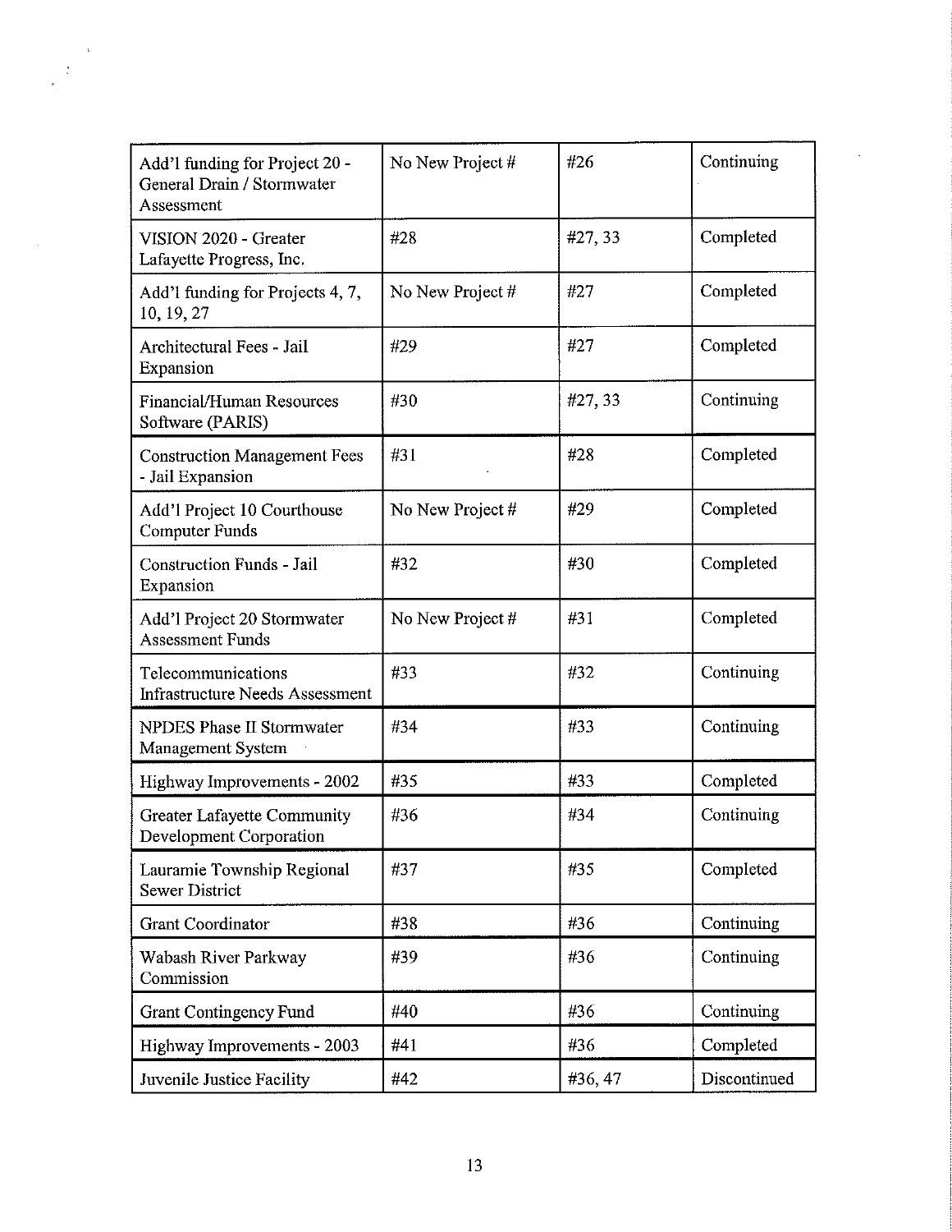| Add'l funding for Project 20 - General Drain / Stormwater Assessment | No New Project # | #26 | Continuing |
|---|---|---|---|
| VISION 2020 - Greater Lafayette Progress, Inc. | #28 | #27, 33 | Completed |
| Add'l funding for Projects 4, 7, 10, 19, 27 | No New Project # | #27 | Completed |
| Architectural Fees - Jail Expansion | #29 | #27 | Completed |
| Financial/Human Resources Software (PARIS) | #30 | #27, 33 | Continuing |
| Construction Management Fees - Jail Expansion | #31 | #28 | Completed |
| Add'l Project 10 Courthouse Computer Funds | No New Project # | #29 | Completed |
| Construction Funds - Jail Expansion | #32 | #30 | Completed |
| Add'l Project 20 Stormwater Assessment Funds | No New Project # | #31 | Completed |
| Telecommunications Infrastructure Needs Assessment | #33 | #32 | Continuing |
| NPDES Phase II Stormwater Management System | #34 | #33 | Continuing |
| Highway Improvements - 2002 | #35 | #33 | Completed |
| Greater Lafayette Community Development Corporation | #36 | #34 | Continuing |
| Lauramie Township Regional Sewer District | #37 | #35 | Completed |
| Grant Coordinator | #38 | #36 | Continuing |
| Wabash River Parkway Commission | #39 | #36 | Continuing |
| Grant Contingency Fund | #40 | #36 | Continuing |
| Highway Improvements - 2003 | #41 | #36 | Completed |
| Juvenile Justice Facility | #42 | #36, 47 | Discontinued |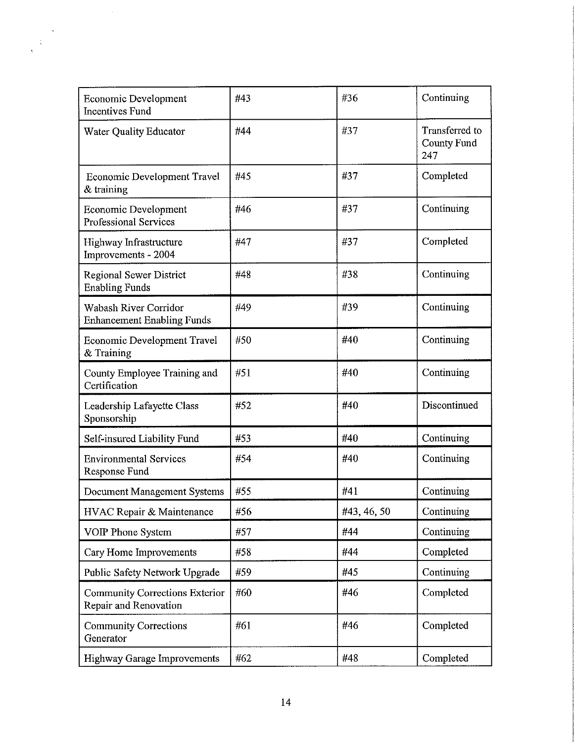| | | | |
|---|---|---|---|
| Economic Development Incentives Fund | #43 | #36 | Continuing |
| Water Quality Educator | #44 | #37 | Transferred to County Fund 247 |
| Economic Development Travel & training | #45 | #37 | Completed |
| Economic Development Professional Services | #46 | #37 | Continuing |
| Highway Infrastructure Improvements - 2004 | #47 | #37 | Completed |
| Regional Sewer District Enabling Funds | #48 | #38 | Continuing |
| Wabash River Corridor Enhancement Enabling Funds | #49 | #39 | Continuing |
| Economic Development Travel & Training | #50 | #40 | Continuing |
| County Employee Training and Certification | #51 | #40 | Continuing |
| Leadership Lafayette Class Sponsorship | #52 | #40 | Discontinued |
| Self-insured Liability Fund | #53 | #40 | Continuing |
| Environmental Services Response Fund | #54 | #40 | Continuing |
| Document Management Systems | #55 | #41 | Continuing |
| HVAC Repair & Maintenance | #56 | #43, 46, 50 | Continuing |
| VOIP Phone System | #57 | #44 | Continuing |
| Cary Home Improvements | #58 | #44 | Completed |
| Public Safety Network Upgrade | #59 | #45 | Continuing |
| Community Corrections Exterior Repair and Renovation | #60 | #46 | Completed |
| Community Corrections Generator | #61 | #46 | Completed |
| Highway Garage Improvements | #62 | #48 | Completed |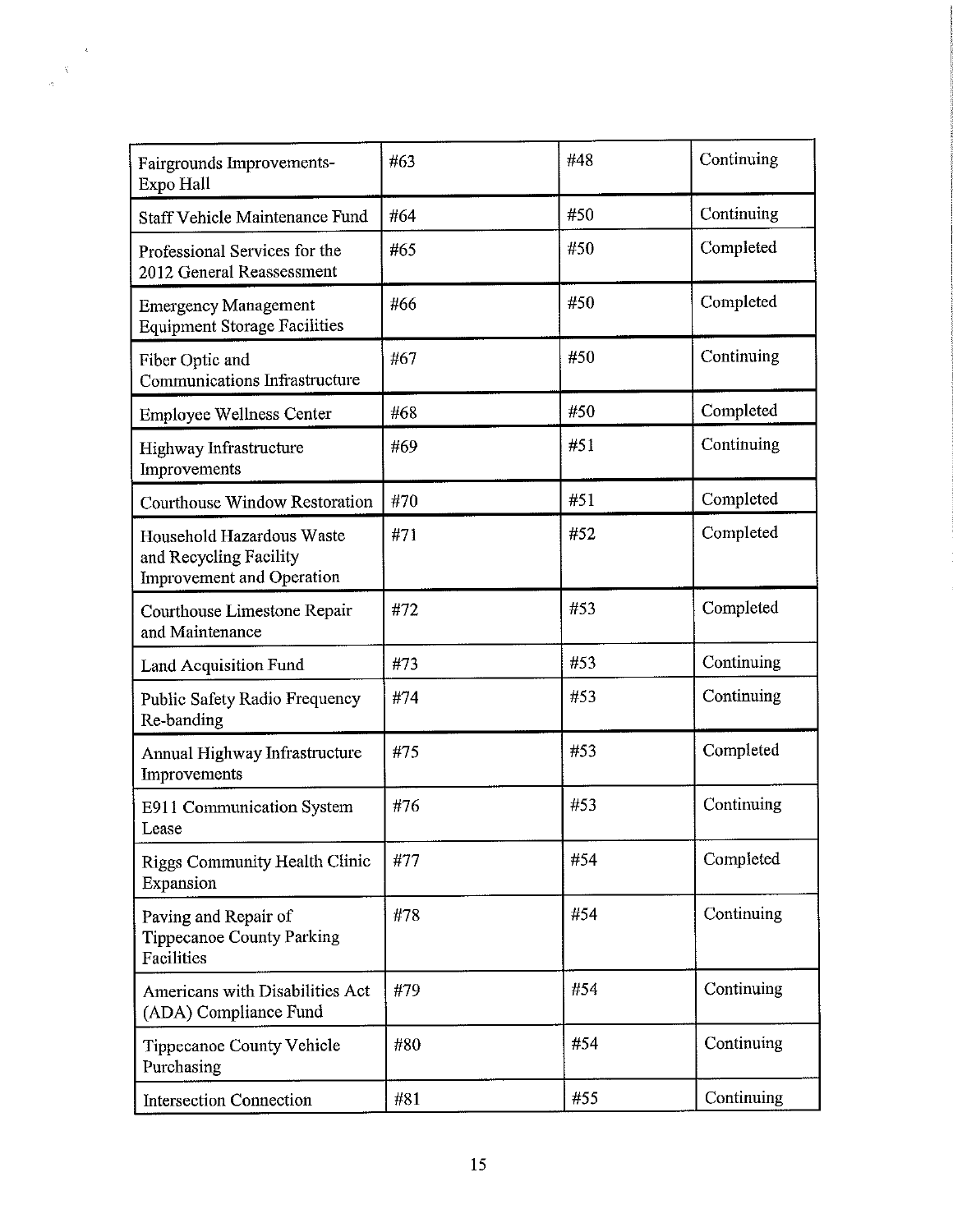| Fairgrounds Improvements-Expo Hall | #63 | #48 | Continuing |
|---|---|---|---|
| Staff Vehicle Maintenance Fund | #64 | #50 | Continuing |
| Professional Services for the 2012 General Reassessment | #65 | #50 | Completed |
| Emergency Management Equipment Storage Facilities | #66 | #50 | Completed |
| Fiber Optic and Communications Infrastructure | #67 | #50 | Continuing |
| Employee Wellness Center | #68 | #50 | Completed |
| Highway Infrastructure Improvements | #69 | #51 | Continuing |
| Courthouse Window Restoration | #70 | #51 | Completed |
| Household Hazardous Waste and Recycling Facility Improvement and Operation | #71 | #52 | Completed |
| Courthouse Limestone Repair and Maintenance | #72 | #53 | Completed |
| Land Acquisition Fund | #73 | #53 | Continuing |
| Public Safety Radio Frequency Re-banding | #74 | #53 | Continuing |
| Annual Highway Infrastructure Improvements | #75 | #53 | Completed |
| E911 Communication System Lease | #76 | #53 | Continuing |
| Riggs Community Health Clinic Expansion | #77 | #54 | Completed |
| Paving and Repair of Tippecanoe County Parking Facilities | #78 | #54 | Continuing |
| Americans with Disabilities Act (ADA) Compliance Fund | #79 | #54 | Continuing |
| Tippecanoe County Vehicle Purchasing | #80 | #54 | Continuing |
| Intersection Connection | #81 | #55 | Continuing |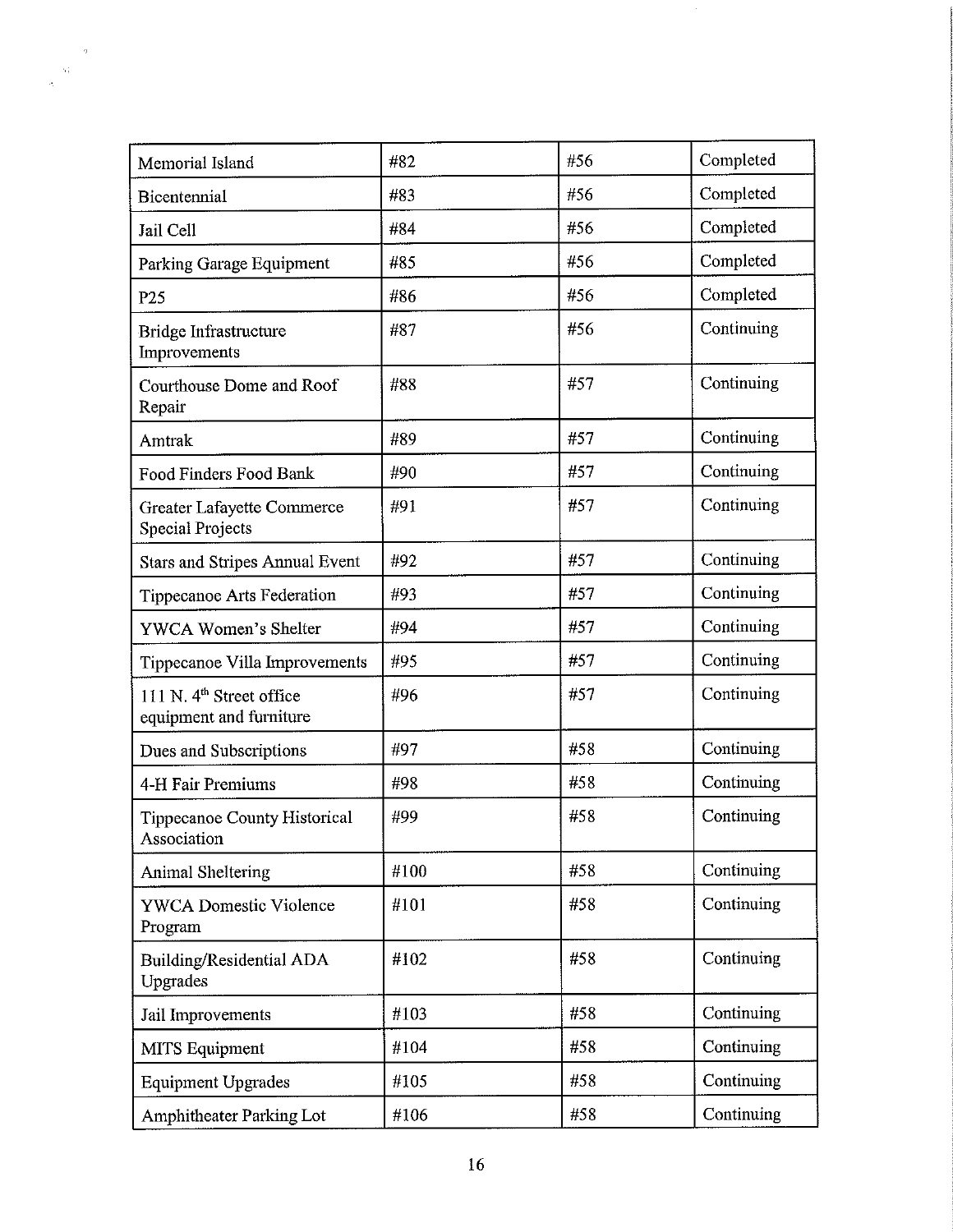| Memorial Island | #82 | #56 | Completed |
|---|---|---|---|
| Bicentennial | #83 | #56 | Completed |
| Jail Cell | #84 | #56 | Completed |
| Parking Garage Equipment | #85 | #56 | Completed |
| P25 | #86 | #56 | Completed |
| Bridge Infrastructure Improvements | #87 | #56 | Continuing |
| Courthouse Dome and Roof Repair | #88 | #57 | Continuing |
| Amtrak | #89 | #57 | Continuing |
| Food Finders Food Bank | #90 | #57 | Continuing |
| Greater Lafayette Commerce Special Projects | #91 | #57 | Continuing |
| Stars and Stripes Annual Event | #92 | #57 | Continuing |
| Tippecanoe Arts Federation | #93 | #57 | Continuing |
| YWCA Women's Shelter | #94 | #57 | Continuing |
| Tippecanoe Villa Improvements | #95 | #57 | Continuing |
| 111 N. 4th Street office equipment and furniture | #96 | #57 | Continuing |
| Dues and Subscriptions | #97 | #58 | Continuing |
| 4-H Fair Premiums | #98 | #58 | Continuing |
| Tippecanoe County Historical Association | #99 | #58 | Continuing |
| Animal Sheltering | #100 | #58 | Continuing |
| YWCA Domestic Violence Program | #101 | #58 | Continuing |
| Building/Residential ADA Upgrades | #102 | #58 | Continuing |
| Jail Improvements | #103 | #58 | Continuing |
| MITS Equipment | #104 | #58 | Continuing |
| Equipment Upgrades | #105 | #58 | Continuing |
| Amphitheater Parking Lot | #106 | #58 | Continuing |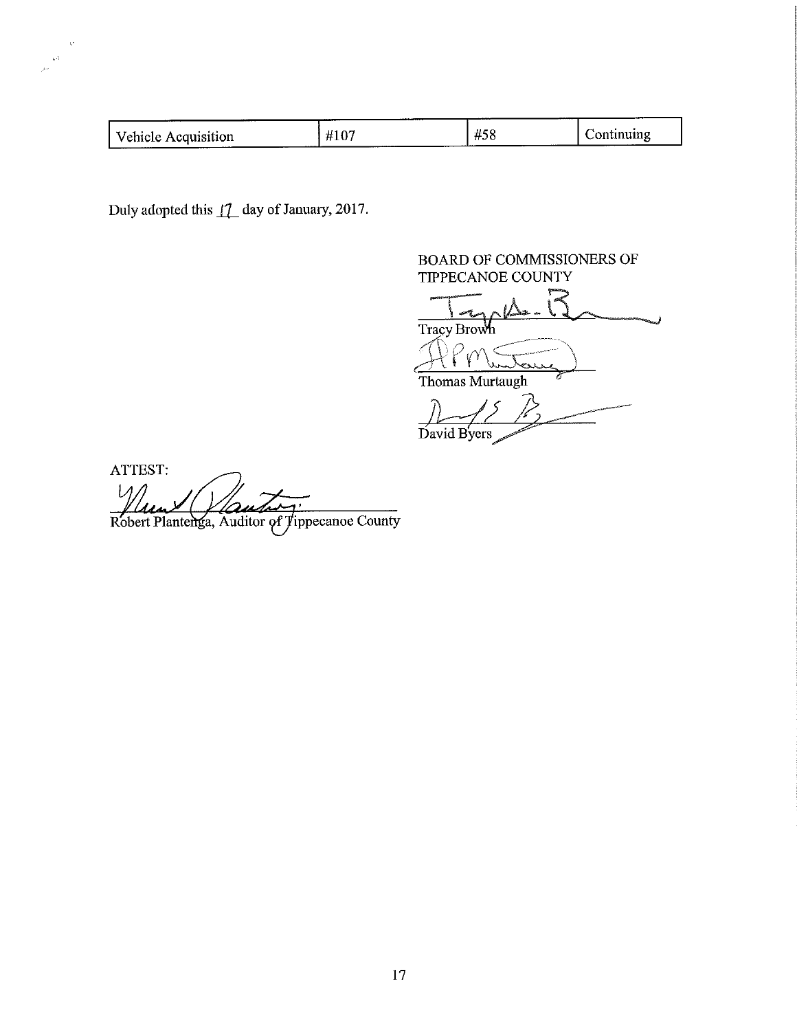| | | | |
|---|---|---|---|
| Vehicle Acquisition | #107 | #58 | Continuing |

Duly adopted this 17 day of January, 2017.

BOARD OF COMMISSIONERS OF TIPPECANOE COUNTY

Tracy Brown

Thomas Murtaugh

David Byers

ATTEST:

Robert Plantenga, Auditor of Tippecanoe County